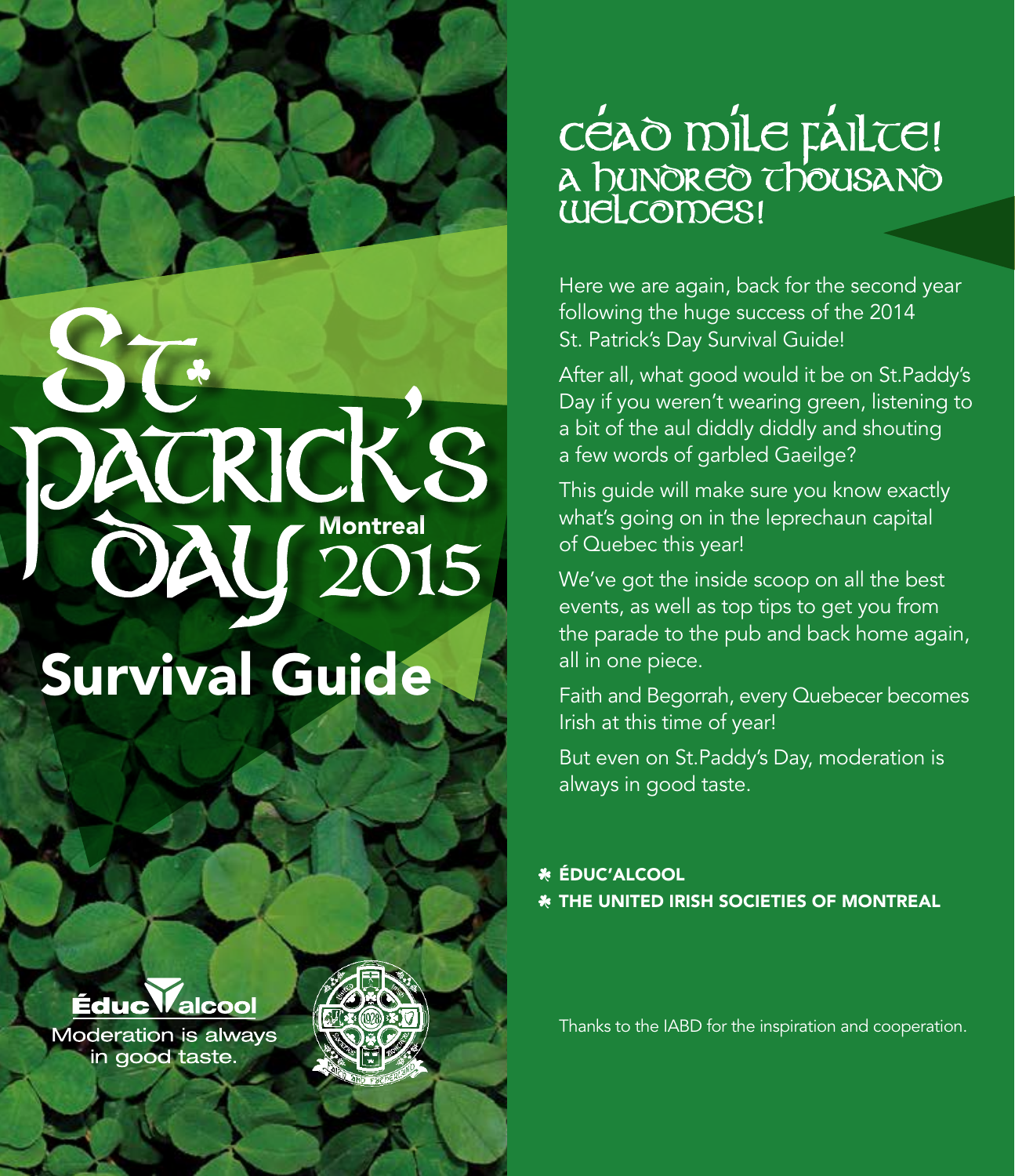# St. Patrick's Day Montreal 2015

## Survival Guide

Éduc'alcool

Moderation is always in good taste.

## Céad Míle Fáilte! A hundred thousand welcomes!

Here we are again, back for the second year following the huge success of the 2014 St. Patrick's Day Survival Guide!

After all, what good would it be on St.Paddy's Day if you weren't wearing green, listening to a bit of the aul diddly diddly and shouting a few words of garbled Gaeilge?

This guide will make sure you know exactly what's going on in the leprechaun capital of Quebec this year!

We've got the inside scoop on all the best events, as well as top tips to get you from the parade to the pub and back home again, all in one piece.

Faith and Begorrah, every Quebecer becomes Irish at this time of year!

But even on St.Paddy's Day, moderation is always in good taste.

- **ÉDUC'ALCOOL**
- **THE UNITED IRISH SOCIETIES OF MONTREAL**

Thanks to the IABD for the inspiration and cooperation.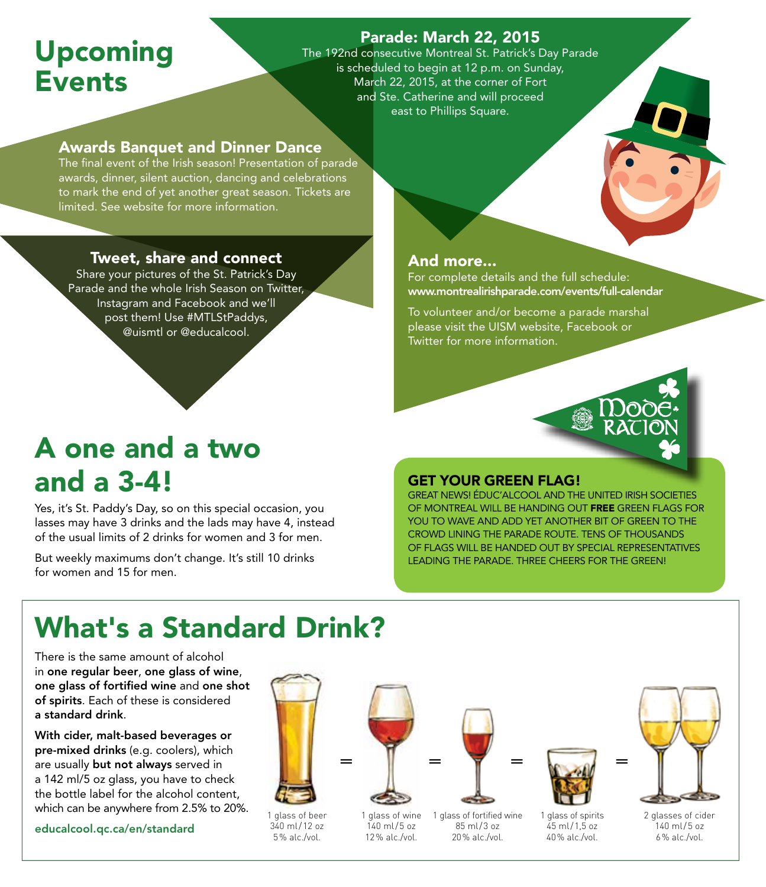# Upcoming Events

## Parade: March 22, 2015

The 192nd consecutive Montreal St. Patrick's Day Parade is scheduled to begin at 12 p.m. on Sunday, March 22, 2015, at the corner of Fort and Ste. Catherine and will proceed east to Phillips Square.

## Awards Banquet and Dinner Dance

The final event of the Irish season! Presentation of parade awards, dinner, silent auction, dancing and celebrations to mark the end of yet another great season. Tickets are limited. See website for more information.

## Tweet, share and connect

Share your pictures of the St. Patrick's Day Parade and the whole Irish Season on Twitter, Instagram and Facebook and we'll post them! Use #MTLStPaddys, @uismtl or @educalcool.

## And more...

For complete details and the full schedule:
**www.montrealirishparade.com/events/full-calendar**

To volunteer and/or become a parade marshal please visit the UISM website, Facebook or Twitter for more information.

MODERATION

# A one and a two and a 3-4!

Yes, it's St. Paddy's Day, so on this special occasion, you lasses may have 3 drinks and the lads may have 4, instead of the usual limits of 2 drinks for women and 3 for men.

But weekly maximums don't change. It's still 10 drinks for women and 15 for men.

## GET YOUR GREEN FLAG!

GREAT NEWS! ÉDUC'ALCOOL AND THE UNITED IRISH SOCIETIES OF MONTREAL WILL BE HANDING OUT **FREE** GREEN FLAGS FOR YOU TO WAVE AND ADD YET ANOTHER BIT OF GREEN TO THE CROWD LINING THE PARADE ROUTE. TENS OF THOUSANDS OF FLAGS WILL BE HANDED OUT BY SPECIAL REPRESENTATIVES LEADING THE PARADE. THREE CHEERS FOR THE GREEN!

# What's a Standard Drink?

There is the same amount of alcohol in **one regular beer**, **one glass of wine**, **one glass of fortified wine** and **one shot of spirits**. Each of these is considered **a standard drink**.

**With cider, malt-based beverages or pre-mixed drinks** (e.g. coolers), which are usually **but not always** served in a 142 ml/5 oz glass, you have to check the bottle label for the alcohol content, which can be anywhere from 2.5% to 20%.

educalcool.qc.ca/en/standard

1 glass of beer 340 ml/12 oz 5% alc./vol. = 1 glass of wine 140 ml/5 oz 12% alc./vol. = 1 glass of fortified wine 85 ml/3 oz 20% alc./vol. = 1 glass of spirits 45 ml/1,5 oz 40% alc./vol. = 2 glasses of cider 140 ml/5 oz 6% alc./vol.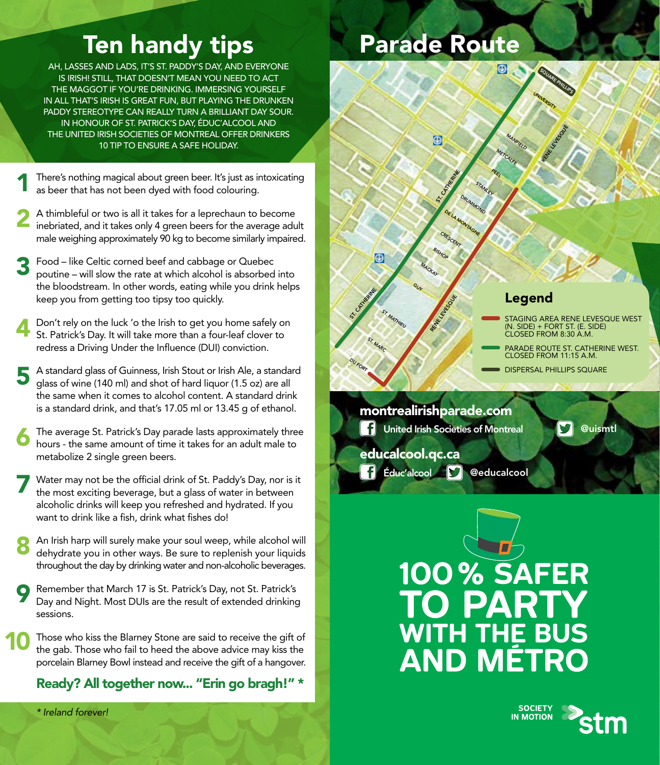# Ten handy tips

AH, LASSES AND LADS, IT'S ST. PADDY'S DAY, AND EVERYONE IS IRISH! STILL, THAT DOESN'T MEAN YOU NEED TO ACT THE MAGGOT IF YOU'RE DRINKING. IMMERSING YOURSELF IN ALL THAT'S IRISH IS GREAT FUN, BUT PLAYING THE DRUNKEN PADDY STEREOTYPE CAN REALLY TURN A BRILLIANT DAY SOUR. IN HONOUR OF ST. PATRICK'S DAY, ÉDUC'ALCOOL AND THE UNITED IRISH SOCIETIES OF MONTREAL OFFER DRINKERS 10 TIP TO ENSURE A SAFE HOLIDAY.

1. There's nothing magical about green beer. It's just as intoxicating as beer that has not been dyed with food colouring.
2. A thimbleful or two is all it takes for a leprechaun to become inebriated, and it takes only 4 green beers for the average adult male weighing approximately 90 kg to become similarly impaired.
3. Food – like Celtic corned beef and cabbage or Quebec poutine – will slow the rate at which alcohol is absorbed into the bloodstream. In other words, eating while you drink helps keep you from getting too tipsy too quickly.
4. Don't rely on the luck 'o the Irish to get you home safely on St. Patrick's Day. It will take more than a four-leaf clover to redress a Driving Under the Influence (DUI) conviction.
5. A standard glass of Guinness, Irish Stout or Irish Ale, a standard glass of wine (140 ml) and shot of hard liquor (1.5 oz) are all the same when it comes to alcohol content. A standard drink is a standard drink, and that's 17.05 ml or 13.45 g of ethanol.
6. The average St. Patrick's Day parade lasts approximately three hours - the same amount of time it takes for an adult male to metabolize 2 single green beers.
7. Water may not be the official drink of St. Paddy's Day, nor is it the most exciting beverage, but a glass of water in between alcoholic drinks will keep you refreshed and hydrated. If you want to drink like a fish, drink what fishes do!
8. An Irish harp will surely make your soul weep, while alcohol will dehydrate you in other ways. Be sure to replenish your liquids throughout the day by drinking water and non-alcoholic beverages.
9. Remember that March 17 is St. Patrick's Day, not St. Patrick's Day and Night. Most DUIs are the result of extended drinking sessions.
10. Those who kiss the Blarney Stone are said to receive the gift of the gab. Those who fail to heed the above advice may kiss the porcelain Blarney Bowl instead and receive the gift of a hangover.

**Ready? All together now... "Erin go bragh!" ***

*\* Ireland forever!*

# Parade Route

SQUARE PHILLIPS
UNIVERSITY
MANSFIELD
METCALFE
RENE LEVESQUE
PEEL
ST. CATHERINE
STANLEY
DRUMMOND
DE LA MONTAGNE
CRESCENT
BISHOP
MACKAY
GUY
ST. CATHERINE
ST. MATHIEU
RENE LEVESQUE
ST. MARC
DU FORT

**Legend**

- STAGING AREA RENE LEVESQUE WEST (N. SIDE) + FORT ST. (E. SIDE) CLOSED FROM 8:30 A.M.
- PARADE ROUTE ST. CATHERINE WEST. CLOSED FROM 11:15 A.M.
- DISPERSAL PHILLIPS SQUARE

**montrealirishparade.com**
United Irish Societies of Montreal — @uismtl

**educalcool.qc.ca**
Éduc'alcool — @educalcool

**100 % SAFER TO PARTY WITH THE BUS AND MÉTRO**

SOCIETY IN MOTION — stm